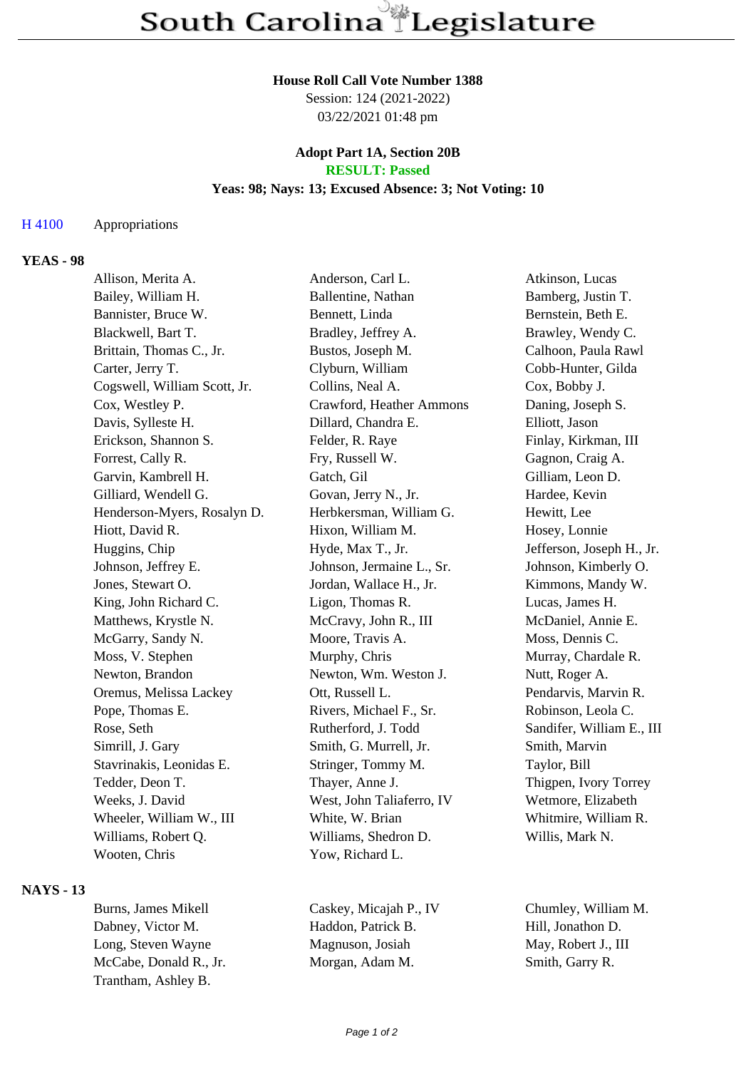# South Carolina Legislature

**House Roll Call Vote Number 1388**
Session: 124 (2021-2022)
03/22/2021 01:48 pm

**Adopt Part 1A, Section 20B**
**RESULT: Passed**
**Yeas: 98; Nays: 13; Excused Absence: 3; Not Voting: 10**

H 4100 Appropriations

## YEAS - 98

| | | |
|---|---|---|
| Allison, Merita A. | Anderson, Carl L. | Atkinson, Lucas |
| Bailey, William H. | Ballentine, Nathan | Bamberg, Justin T. |
| Bannister, Bruce W. | Bennett, Linda | Bernstein, Beth E. |
| Blackwell, Bart T. | Bradley, Jeffrey A. | Brawley, Wendy C. |
| Brittain, Thomas C., Jr. | Bustos, Joseph M. | Calhoon, Paula Rawl |
| Carter, Jerry T. | Clyburn, William | Cobb-Hunter, Gilda |
| Cogswell, William Scott, Jr. | Collins, Neal A. | Cox, Bobby J. |
| Cox, Westley P. | Crawford, Heather Ammons | Daning, Joseph S. |
| Davis, Sylleste H. | Dillard, Chandra E. | Elliott, Jason |
| Erickson, Shannon S. | Felder, R. Raye | Finlay, Kirkman, III |
| Forrest, Cally R. | Fry, Russell W. | Gagnon, Craig A. |
| Garvin, Kambrell H. | Gatch, Gil | Gilliam, Leon D. |
| Gilliard, Wendell G. | Govan, Jerry N., Jr. | Hardee, Kevin |
| Henderson-Myers, Rosalyn D. | Herbkersman, William G. | Hewitt, Lee |
| Hiott, David R. | Hixon, William M. | Hosey, Lonnie |
| Huggins, Chip | Hyde, Max T., Jr. | Jefferson, Joseph H., Jr. |
| Johnson, Jeffrey E. | Johnson, Jermaine L., Sr. | Johnson, Kimberly O. |
| Jones, Stewart O. | Jordan, Wallace H., Jr. | Kimmons, Mandy W. |
| King, John Richard C. | Ligon, Thomas R. | Lucas, James H. |
| Matthews, Krystle N. | McCravy, John R., III | McDaniel, Annie E. |
| McGarry, Sandy N. | Moore, Travis A. | Moss, Dennis C. |
| Moss, V. Stephen | Murphy, Chris | Murray, Chardale R. |
| Newton, Brandon | Newton, Wm. Weston J. | Nutt, Roger A. |
| Oremus, Melissa Lackey | Ott, Russell L. | Pendarvis, Marvin R. |
| Pope, Thomas E. | Rivers, Michael F., Sr. | Robinson, Leola C. |
| Rose, Seth | Rutherford, J. Todd | Sandifer, William E., III |
| Simrill, J. Gary | Smith, G. Murrell, Jr. | Smith, Marvin |
| Stavrinakis, Leonidas E. | Stringer, Tommy M. | Taylor, Bill |
| Tedder, Deon T. | Thayer, Anne J. | Thigpen, Ivory Torrey |
| Weeks, J. David | West, John Taliaferro, IV | Wetmore, Elizabeth |
| Wheeler, William W., III | White, W. Brian | Whitmire, William R. |
| Williams, Robert Q. | Williams, Shedron D. | Willis, Mark N. |
| Wooten, Chris | Yow, Richard L. | |

## NAYS - 13

| | | |
|---|---|---|
| Burns, James Mikell | Caskey, Micajah P., IV | Chumley, William M. |
| Dabney, Victor M. | Haddon, Patrick B. | Hill, Jonathon D. |
| Long, Steven Wayne | Magnuson, Josiah | May, Robert J., III |
| McCabe, Donald R., Jr. | Morgan, Adam M. | Smith, Garry R. |
| Trantham, Ashley B. | | |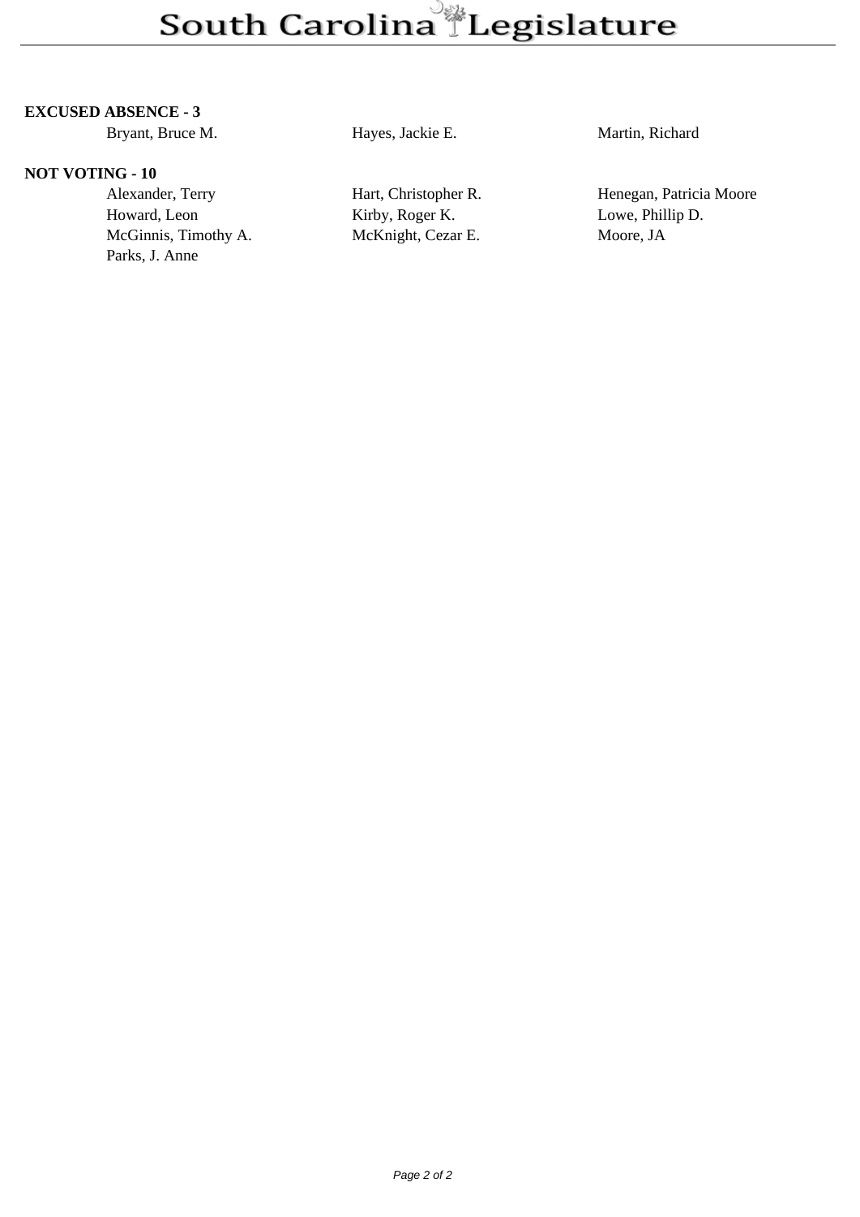**EXCUSED ABSENCE - 3**

| | | |
|---|---|---|
| Bryant, Bruce M. | Hayes, Jackie E. | Martin, Richard |

**NOT VOTING - 10**

| | | |
|---|---|---|
| Alexander, Terry | Hart, Christopher R. | Henegan, Patricia Moore |
| Howard, Leon | Kirby, Roger K. | Lowe, Phillip D. |
| McGinnis, Timothy A. | McKnight, Cezar E. | Moore, JA |
| Parks, J. Anne | | |